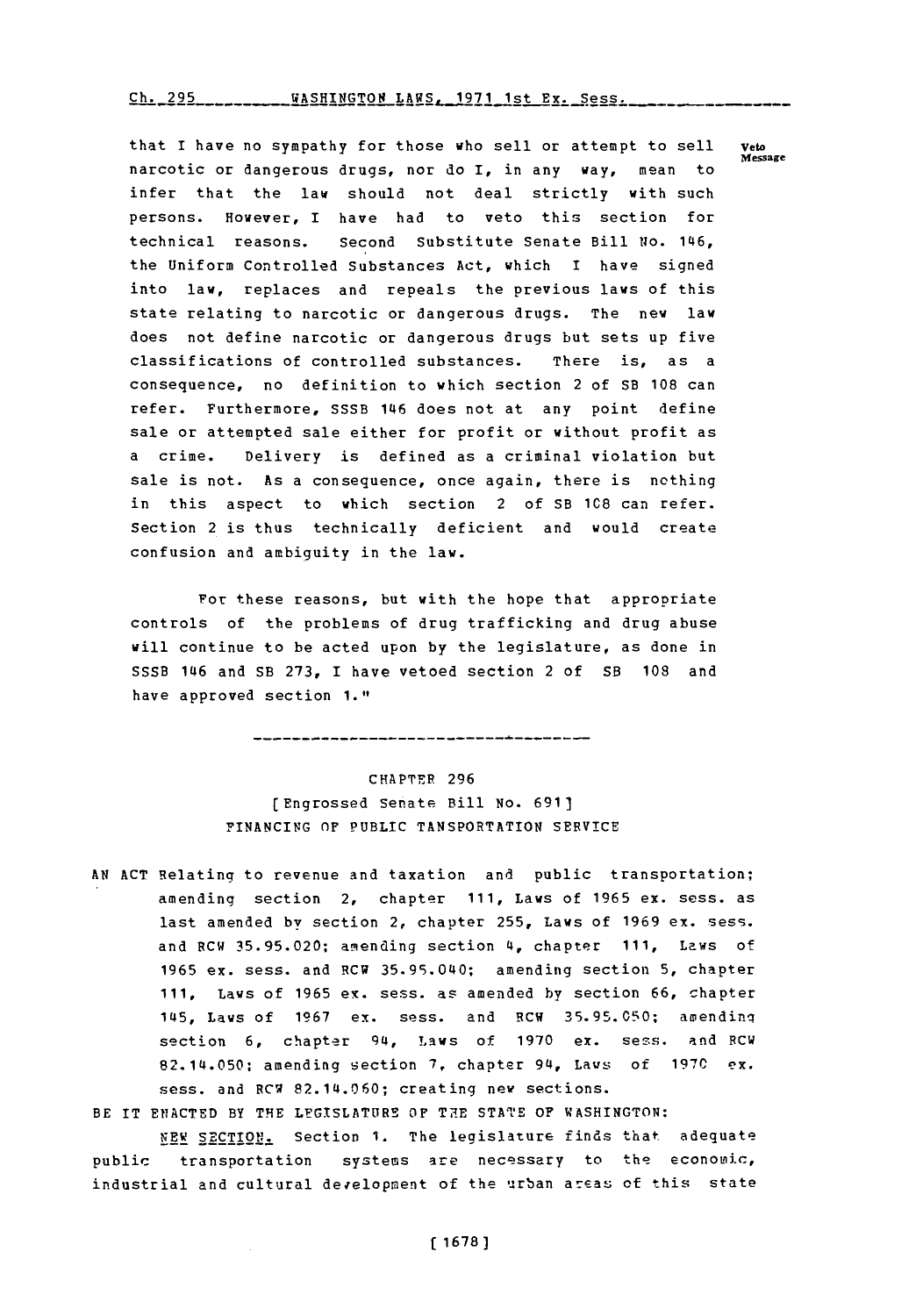that I have no sympathy for those who sell or attempt to sell narcotic or dangerous drugs, nor do I, in any way, mean to infer that the law should not deal strictly with such persons. However, I have had to veto this section for technical reasons. Second Substitute Senate Bill No. 146, the Uniform Controlled Substances Act, which I have signed into law, replaces and repeals the previous laws of this state relating to narcotic or dangerous drugs. The new law does not define narcotic or dangerous drugs but sets up five classifications of controlled substances. There is, as a consequence, no definition to which section 2 of SB 108 can refer. Furthermore, SSSB 146 does not at any point define sale or attempted sale either for profit or without profit as a crime. Delivery is defined as a criminal violation but sale is not. As a consequence, once again, there is nothing in this aspect to which section 2 of SB 108 can refer. Section 2 is thus technically deficient and would create confusion and ambiguity in the law.

Veto Message

For these reasons, but with the hope that appropriate controls of the problems of drug trafficking and drug abuse will continue to be acted upon by the legislature, as done in SSSB 146 and SB 273, I have vetoed section 2 of SB 108 and have approved section 1."

---

## CHAPTER 296

[Engrossed Senate Bill No. 691]

FINANCING OF PUBLIC TANSPORTATION SERVICE

AN ACT Relating to revenue and taxation and public transportation; amending section 2, chapter 111, Laws of 1965 ex. sess. as last amended by section 2, chapter 255, Laws of 1969 ex. sess. and RCW 35.95.020; amending section 4, chapter 111, Laws of 1965 ex. sess. and RCW 35.95.040; amending section 5, chapter 111, Laws of 1965 ex. sess. as amended by section 66, chapter 145, Laws of 1967 ex. sess. and RCW 35.95.050; amending section 6, chapter 94, Laws of 1970 ex. sess. and RCW 82.14.050; amending section 7, chapter 94, Laws of 1970 ex. sess. and RCW 82.14.060; creating new sections.

BE IT ENACTED BY THE LEGISLATURE OF THE STATE OF WASHINGTON:

NEW SECTION. Section 1. The legislature finds that adequate public transportation systems are necessary to the economic, industrial and cultural development of the urban areas of this state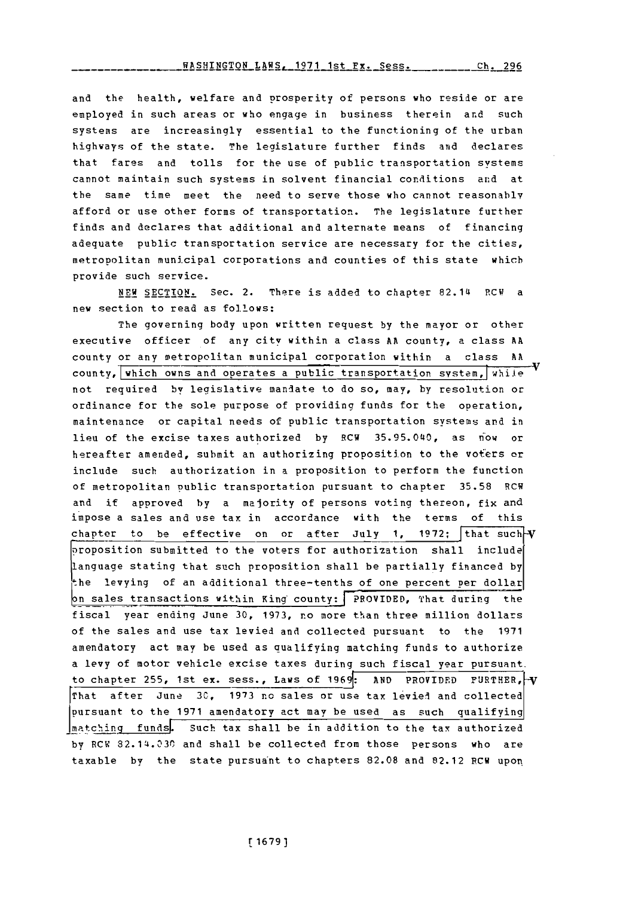and the health, welfare and prosperity of persons who reside or are employed in such areas or who engage in business therein and such systems are increasingly essential to the functioning of the urban highways of the state. The legislature further finds and declares that fares and tolls for the use of public transportation systems cannot maintain such systems in solvent financial conditions and at the same time meet the need to serve those who cannot reasonably afford or use other forms of transportation. The legislature further finds and declares that additional and alternate means of financing adequate public transportation service are necessary for the cities, metropolitan municipal corporations and counties of this state which provide such service.

NEW SECTION. Sec. 2. There is added to chapter 82.14 RCW a new section to read as follows:

The governing body upon written request by the mayor or other executive officer of any city within a class AA county, a class AA county or any metropolitan municipal corporation within a class AA county, which owns and operates a public transportation system, while not required by legislative mandate to do so, may, by resolution or ordinance for the sole purpose of providing funds for the operation, maintenance or capital needs of public transportation systems and in lieu of the excise taxes authorized by RCW 35.95.040, as now or hereafter amended, submit an authorizing proposition to the voters or include such authorization in a proposition to perform the function of metropolitan public transportation pursuant to chapter 35.58 RCW and if approved by a majority of persons voting thereon, fix and impose a sales and use tax in accordance with the terms of this chapter to be effective on or after July 1, 1972; that such proposition submitted to the voters for authorization shall include language stating that such proposition shall be partially financed by the levying of an additional three-tenths of one percent per dollar on sales transactions within King county: PROVIDED, That during the fiscal year ending June 30, 1973, no more than three million dollars of the sales and use tax levied and collected pursuant to the 1971 amendatory act may be used as qualifying matching funds to authorize a levy of motor vehicle excise taxes during such fiscal year pursuant to chapter 255, 1st ex. sess., Laws of 1969: AND PROVIDED FURTHER, That after June 30, 1973 no sales or use tax levied and collected pursuant to the 1971 amendatory act may be used as such qualifying matching funds. Such tax shall be in addition to the tax authorized by RCW 82.14.030 and shall be collected from those persons who are taxable by the state pursuant to chapters 82.08 and 82.12 RCW upon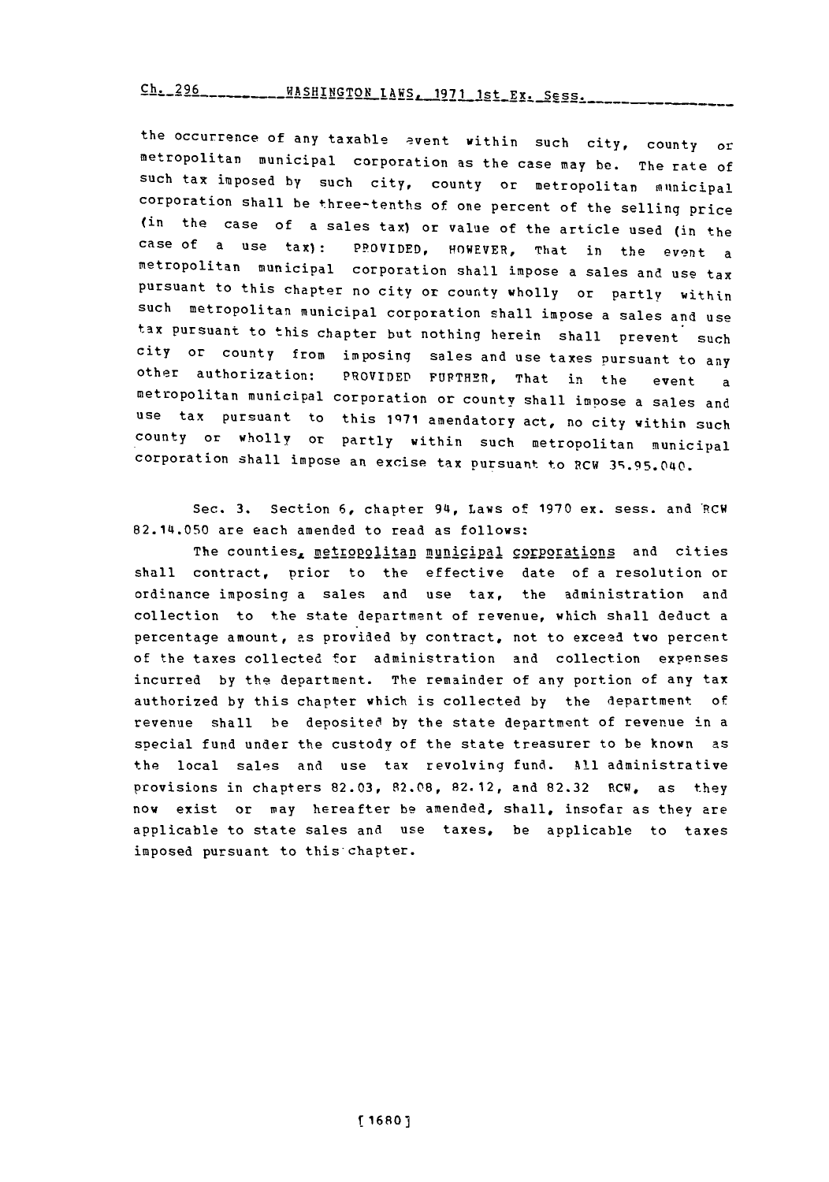the occurrence of any taxable event within such city, county or metropolitan municipal corporation as the case may be. The rate of such tax imposed by such city, county or metropolitan municipal corporation shall be three-tenths of one percent of the selling price (in the case of a sales tax) or value of the article used (in the case of a use tax): PROVIDED, HOWEVER, That in the event a metropolitan municipal corporation shall impose a sales and use tax pursuant to this chapter no city or county wholly or partly within such metropolitan municipal corporation shall impose a sales and use tax pursuant to this chapter but nothing herein shall prevent such city or county from imposing sales and use taxes pursuant to any other authorization: PROVIDED FURTHER, That in the event a metropolitan municipal corporation or county shall impose a sales and use tax pursuant to this 1971 amendatory act, no city within such county or wholly or partly within such metropolitan municipal corporation shall impose an excise tax pursuant to RCW 35.95.040.

Sec. 3. Section 6, chapter 94, Laws of 1970 ex. sess. and RCW 82.14.050 are each amended to read as follows:

The counties, metropolitan municipal corporations and cities shall contract, prior to the effective date of a resolution or ordinance imposing a sales and use tax, the administration and collection to the state department of revenue, which shall deduct a percentage amount, as provided by contract, not to exceed two percent of the taxes collected for administration and collection expenses incurred by the department. The remainder of any portion of any tax authorized by this chapter which is collected by the department of revenue shall be deposited by the state department of revenue in a special fund under the custody of the state treasurer to be known as the local sales and use tax revolving fund. All administrative provisions in chapters 82.03, 82.08, 82.12, and 82.32 RCW, as they now exist or may hereafter be amended, shall, insofar as they are applicable to state sales and use taxes, be applicable to taxes imposed pursuant to this chapter.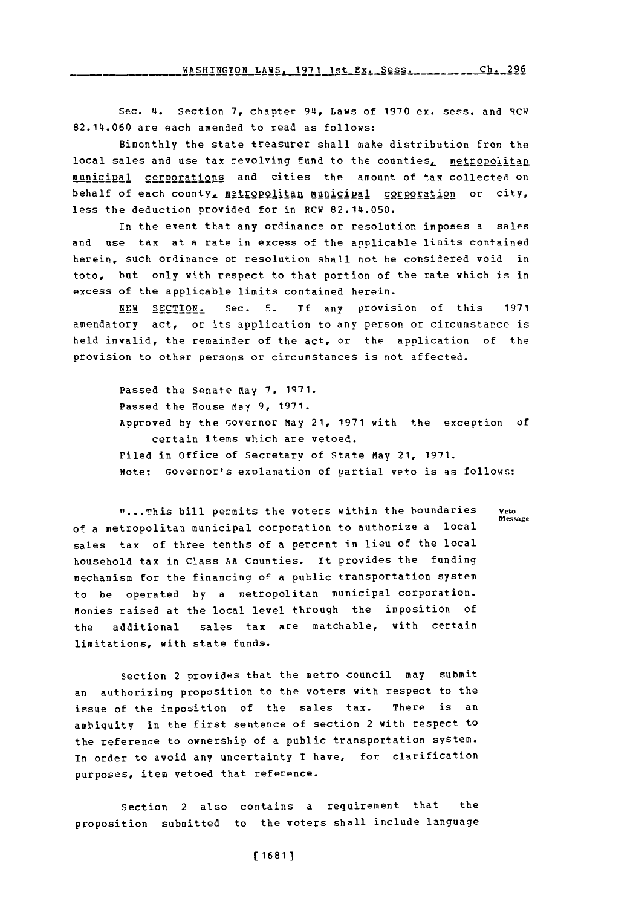Sec. 4. Section 7, chapter 94, Laws of 1970 ex. sess. and RCW 82.14.060 are each amended to read as follows:

Bimonthly the state treasurer shall make distribution from the local sales and use tax revolving fund to the counties, metropolitan municipal corporations and cities the amount of tax collected on behalf of each county, metropolitan municipal corporation or city, less the deduction provided for in RCW 82.14.050.

In the event that any ordinance or resolution imposes a sales and use tax at a rate in excess of the applicable limits contained herein, such ordinance or resolution shall not be considered void in toto, but only with respect to that portion of the rate which is in excess of the applicable limits contained herein.

NEW SECTION. Sec. 5. If any provision of this 1971 amendatory act, or its application to any person or circumstance is held invalid, the remainder of the act, or the application of the provision to other persons or circumstances is not affected.

Passed the Senate May 7, 1971.
Passed the House May 9, 1971.
Approved by the Governor May 21, 1971 with the exception of certain items which are vetoed.
Filed in Office of Secretary of State May 21, 1971.
Note: Governor's explanation of partial veto is as follows:

Veto Message

"...This bill permits the voters within the boundaries of a metropolitan municipal corporation to authorize a local sales tax of three tenths of a percent in lieu of the local household tax in Class AA Counties. It provides the funding mechanism for the financing of a public transportation system to be operated by a metropolitan municipal corporation. Monies raised at the local level through the imposition of the additional sales tax are matchable, with certain limitations, with state funds.

Section 2 provides that the metro council may submit an authorizing proposition to the voters with respect to the issue of the imposition of the sales tax. There is an ambiguity in the first sentence of section 2 with respect to the reference to ownership of a public transportation system. In order to avoid any uncertainty I have, for clarification purposes, item vetoed that reference.

Section 2 also contains a requirement that the proposition submitted to the voters shall include language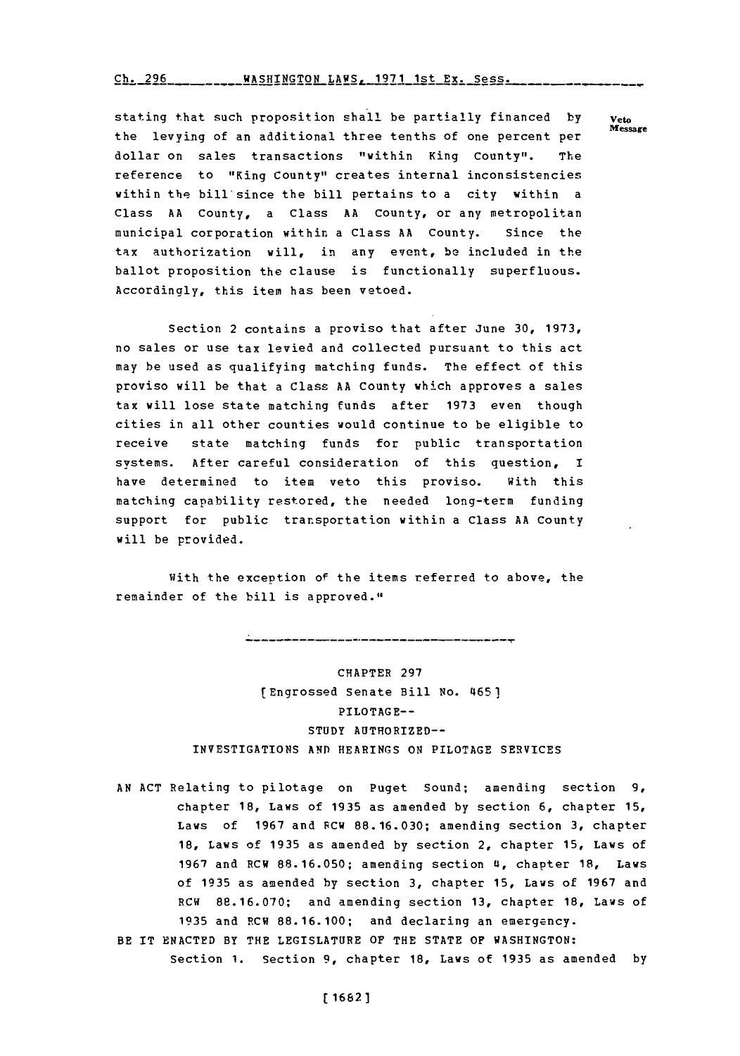stating that such proposition shall be partially financed by the levying of an additional three tenths of one percent per dollar on sales transactions "within King County". The reference to "King County" creates internal inconsistencies within the bill since the bill pertains to a city within a Class AA County, a Class AA County, or any metropolitan municipal corporation within a Class AA County. Since the tax authorization will, in any event, be included in the ballot proposition the clause is functionally superfluous. Accordingly, this item has been vetoed.

Veto Message

Section 2 contains a proviso that after June 30, 1973, no sales or use tax levied and collected pursuant to this act may be used as qualifying matching funds. The effect of this proviso will be that a Class AA County which approves a sales tax will lose state matching funds after 1973 even though cities in all other counties would continue to be eligible to receive state matching funds for public transportation systems. After careful consideration of this question, I have determined to item veto this proviso. With this matching capability restored, the needed long-term funding support for public transportation within a Class AA County will be provided.

With the exception of the items referred to above, the remainder of the bill is approved."

---

CHAPTER 297

[Engrossed Senate Bill No. 465]

PILOTAGE--

STUDY AUTHORIZED--

INVESTIGATIONS AND HEARINGS ON PILOTAGE SERVICES

AN ACT Relating to pilotage on Puget Sound; amending section 9, chapter 18, Laws of 1935 as amended by section 6, chapter 15, Laws of 1967 and RCW 88.16.030; amending section 3, chapter 18, Laws of 1935 as amended by section 2, chapter 15, Laws of 1967 and RCW 88.16.050; amending section 4, chapter 18, Laws of 1935 as amended by section 3, chapter 15, Laws of 1967 and RCW 88.16.070; and amending section 13, chapter 18, Laws of 1935 and RCW 88.16.100; and declaring an emergency.

BE IT ENACTED BY THE LEGISLATURE OF THE STATE OF WASHINGTON:

Section 1. Section 9, chapter 18, Laws of 1935 as amended by